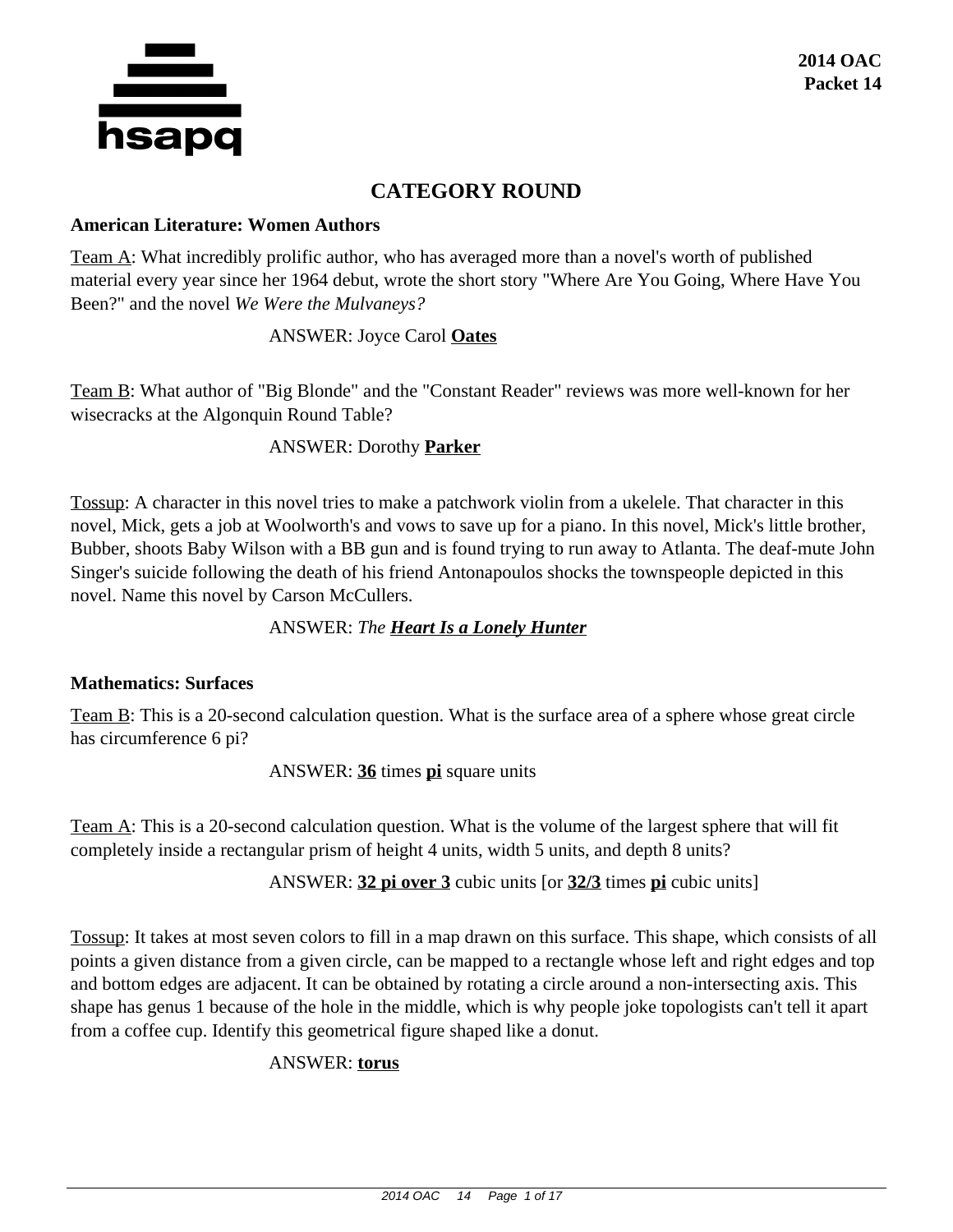# CATEGORY ROUND

### American Literature: Women Authors

Team A: What incredibly prolific author, who has averaged more than a novel's worth of published material every year since her 1964 debut, wrote the short story "Where Are You Going, Where Have You Been?" and the novel *We Were the Mulvaneys?*

ANSWER: Joyce Carol **Oates**

Team B: What author of "Big Blonde" and the "Constant Reader" reviews was more well-known for her wisecracks at the Algonquin Round Table?

ANSWER: Dorothy **Parker**

Tossup: A character in this novel tries to make a patchwork violin from a ukelele. That character in this novel, Mick, gets a job at Woolworth's and vows to save up for a piano. In this novel, Mick's little brother, Bubber, shoots Baby Wilson with a BB gun and is found trying to run away to Atlanta. The deaf-mute John Singer's suicide following the death of his friend Antonapoulos shocks the townspeople depicted in this novel. Name this novel by Carson McCullers.

ANSWER: *The **Heart Is a Lonely Hunter***

### Mathematics: Surfaces

Team B: This is a 20-second calculation question. What is the surface area of a sphere whose great circle has circumference 6 pi?

ANSWER: **36** times **pi** square units

Team A: This is a 20-second calculation question. What is the volume of the largest sphere that will fit completely inside a rectangular prism of height 4 units, width 5 units, and depth 8 units?

ANSWER: **32 pi over 3** cubic units [or **32/3** times **pi** cubic units]

Tossup: It takes at most seven colors to fill in a map drawn on this surface. This shape, which consists of all points a given distance from a given circle, can be mapped to a rectangle whose left and right edges and top and bottom edges are adjacent. It can be obtained by rotating a circle around a non-intersecting axis. This shape has genus 1 because of the hole in the middle, which is why people joke topologists can't tell it apart from a coffee cup. Identify this geometrical figure shaped like a donut.

ANSWER: **torus**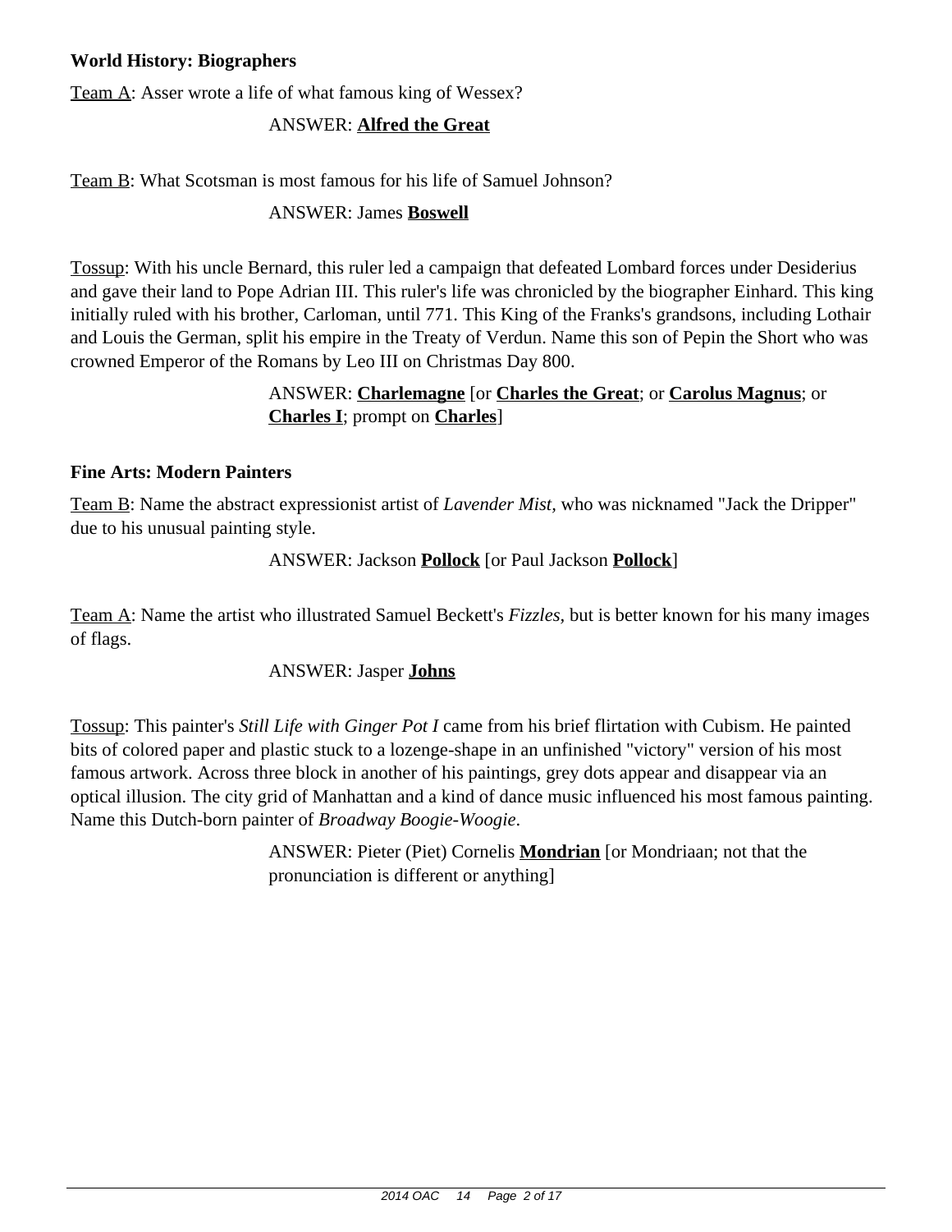**World History: Biographers**

<u>Team A</u>: Asser wrote a life of what famous king of Wessex?

ANSWER: **<u>Alfred the Great</u>**

<u>Team B</u>: What Scotsman is most famous for his life of Samuel Johnson?

ANSWER: James **<u>Boswell</u>**

<u>Tossup</u>: With his uncle Bernard, this ruler led a campaign that defeated Lombard forces under Desiderius and gave their land to Pope Adrian III. This ruler's life was chronicled by the biographer Einhard. This king initially ruled with his brother, Carloman, until 771. This King of the Franks's grandsons, including Lothair and Louis the German, split his empire in the Treaty of Verdun. Name this son of Pepin the Short who was crowned Emperor of the Romans by Leo III on Christmas Day 800.

ANSWER: **<u>Charlemagne</u>** [or **<u>Charles the Great</u>**; or **<u>Carolus Magnus</u>**; or **<u>Charles I</u>**; prompt on **<u>Charles</u>**]

**Fine Arts: Modern Painters**

<u>Team B</u>: Name the abstract expressionist artist of *Lavender Mist*, who was nicknamed "Jack the Dripper" due to his unusual painting style.

ANSWER: Jackson **<u>Pollock</u>** [or Paul Jackson **<u>Pollock</u>**]

<u>Team A</u>: Name the artist who illustrated Samuel Beckett's *Fizzles*, but is better known for his many images of flags.

ANSWER: Jasper **<u>Johns</u>**

<u>Tossup</u>: This painter's *Still Life with Ginger Pot I* came from his brief flirtation with Cubism. He painted bits of colored paper and plastic stuck to a lozenge-shape in an unfinished "victory" version of his most famous artwork. Across three block in another of his paintings, grey dots appear and disappear via an optical illusion. The city grid of Manhattan and a kind of dance music influenced his most famous painting. Name this Dutch-born painter of *Broadway Boogie-Woogie*.

ANSWER: Pieter (Piet) Cornelis **<u>Mondrian</u>** [or Mondriaan; not that the pronunciation is different or anything]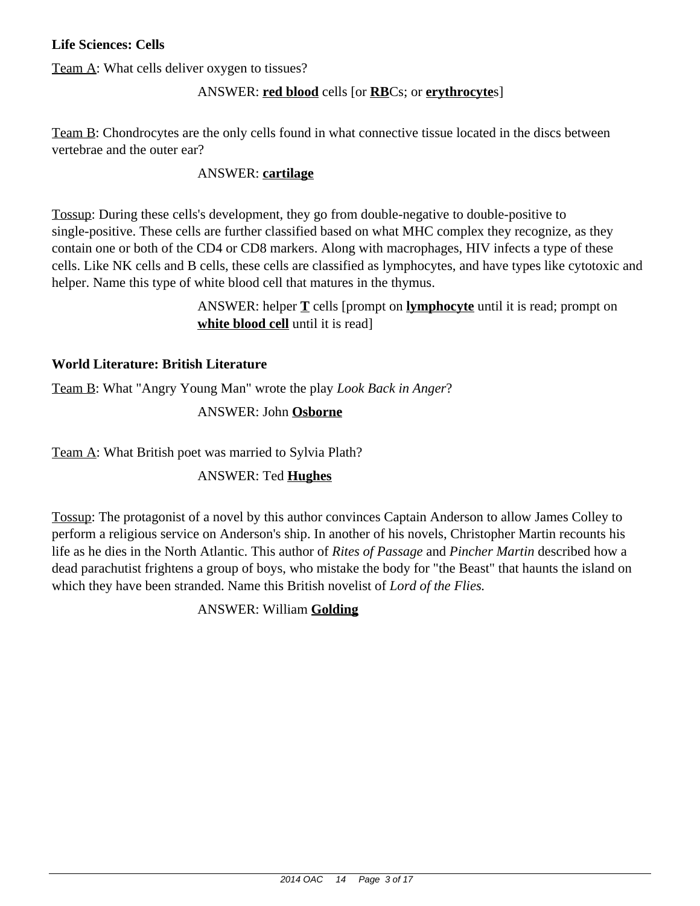**Life Sciences: Cells**

Team A: What cells deliver oxygen to tissues?

ANSWER: **red blood** cells [or **RB**Cs; or **erythrocyte**s]

Team B: Chondrocytes are the only cells found in what connective tissue located in the discs between vertebrae and the outer ear?

ANSWER: **cartilage**

Tossup: During these cells's development, they go from double-negative to double-positive to single-positive. These cells are further classified based on what MHC complex they recognize, as they contain one or both of the CD4 or CD8 markers. Along with macrophages, HIV infects a type of these cells. Like NK cells and B cells, these cells are classified as lymphocytes, and have types like cytotoxic and helper. Name this type of white blood cell that matures in the thymus.

ANSWER: helper **T** cells [prompt on **lymphocyte** until it is read; prompt on **white blood cell** until it is read]

**World Literature: British Literature**

Team B: What "Angry Young Man" wrote the play *Look Back in Anger*?

ANSWER: John **Osborne**

Team A: What British poet was married to Sylvia Plath?

ANSWER: Ted **Hughes**

Tossup: The protagonist of a novel by this author convinces Captain Anderson to allow James Colley to perform a religious service on Anderson's ship. In another of his novels, Christopher Martin recounts his life as he dies in the North Atlantic. This author of *Rites of Passage* and *Pincher Martin* described how a dead parachutist frightens a group of boys, who mistake the body for "the Beast" that haunts the island on which they have been stranded. Name this British novelist of *Lord of the Flies.*

ANSWER: William **Golding**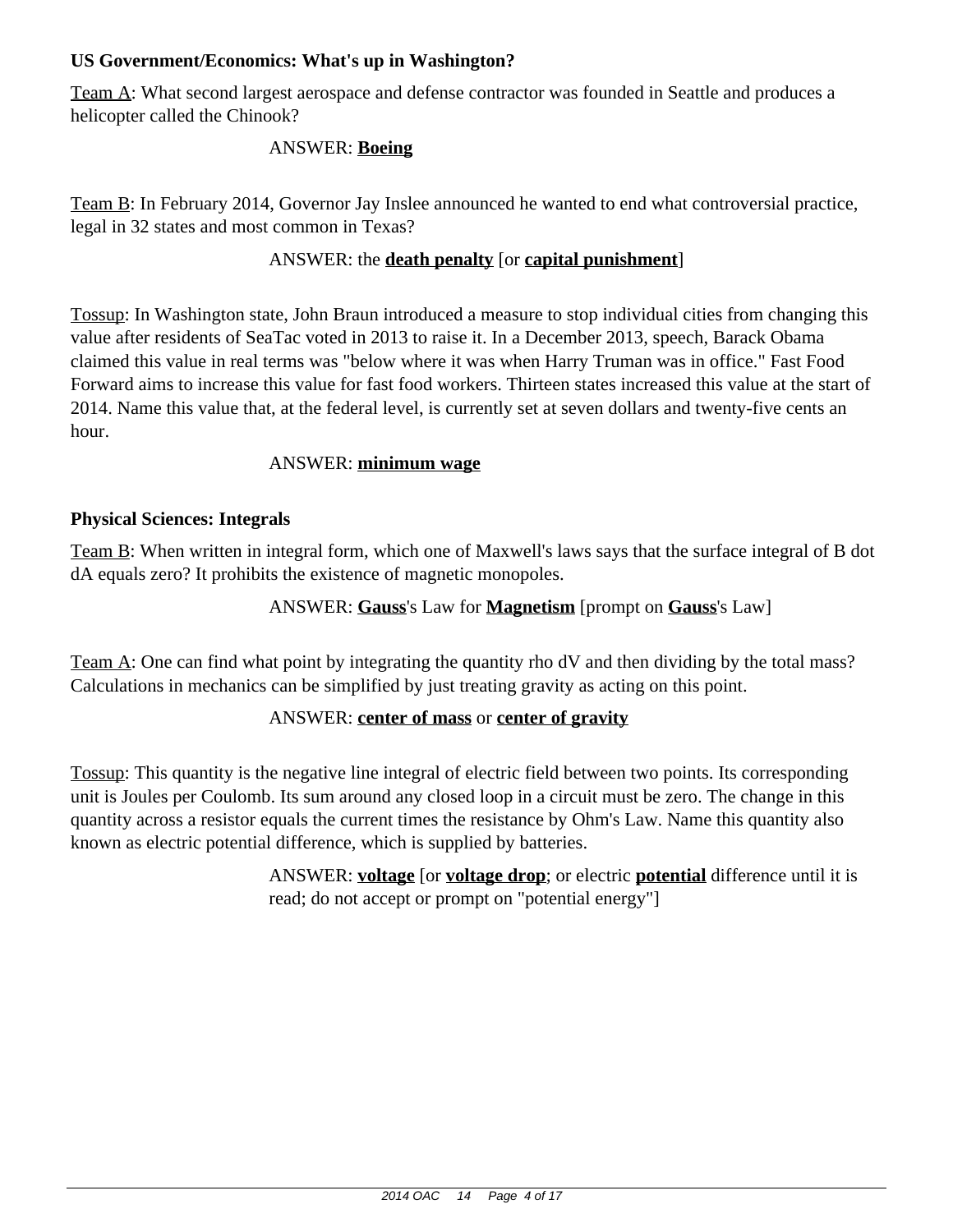**US Government/Economics: What's up in Washington?**

Team A: What second largest aerospace and defense contractor was founded in Seattle and produces a helicopter called the Chinook?

ANSWER: **Boeing**

Team B: In February 2014, Governor Jay Inslee announced he wanted to end what controversial practice, legal in 32 states and most common in Texas?

ANSWER: the **death penalty** [or **capital punishment**]

Tossup: In Washington state, John Braun introduced a measure to stop individual cities from changing this value after residents of SeaTac voted in 2013 to raise it. In a December 2013, speech, Barack Obama claimed this value in real terms was "below where it was when Harry Truman was in office." Fast Food Forward aims to increase this value for fast food workers. Thirteen states increased this value at the start of 2014. Name this value that, at the federal level, is currently set at seven dollars and twenty-five cents an hour.

ANSWER: **minimum wage**

**Physical Sciences: Integrals**

Team B: When written in integral form, which one of Maxwell's laws says that the surface integral of B dot dA equals zero? It prohibits the existence of magnetic monopoles.

ANSWER: **Gauss**'s Law for **Magnetism** [prompt on **Gauss**'s Law]

Team A: One can find what point by integrating the quantity rho dV and then dividing by the total mass? Calculations in mechanics can be simplified by just treating gravity as acting on this point.

ANSWER: **center of mass** or **center of gravity**

Tossup: This quantity is the negative line integral of electric field between two points. Its corresponding unit is Joules per Coulomb. Its sum around any closed loop in a circuit must be zero. The change in this quantity across a resistor equals the current times the resistance by Ohm's Law. Name this quantity also known as electric potential difference, which is supplied by batteries.

ANSWER: **voltage** [or **voltage drop**; or electric **potential** difference until it is read; do not accept or prompt on "potential energy"]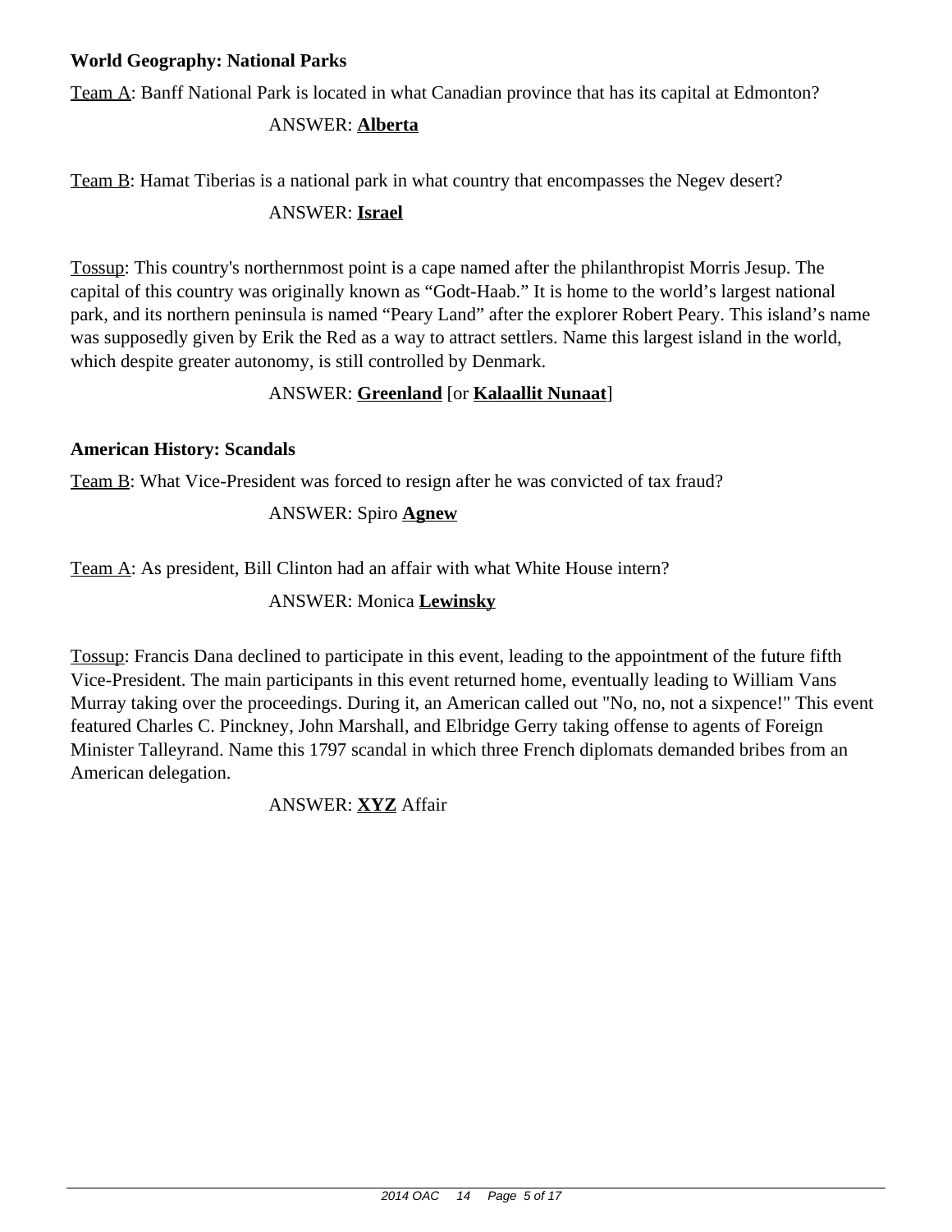**World Geography: National Parks**

Team A: Banff National Park is located in what Canadian province that has its capital at Edmonton?

ANSWER: **Alberta**

Team B: Hamat Tiberias is a national park in what country that encompasses the Negev desert?

ANSWER: **Israel**

Tossup: This country's northernmost point is a cape named after the philanthropist Morris Jesup. The capital of this country was originally known as "Godt-Haab." It is home to the world's largest national park, and its northern peninsula is named "Peary Land" after the explorer Robert Peary. This island's name was supposedly given by Erik the Red as a way to attract settlers. Name this largest island in the world, which despite greater autonomy, is still controlled by Denmark.

ANSWER: **Greenland** [or **Kalaallit Nunaat**]

**American History: Scandals**

Team B: What Vice-President was forced to resign after he was convicted of tax fraud?

ANSWER: Spiro **Agnew**

Team A: As president, Bill Clinton had an affair with what White House intern?

ANSWER: Monica **Lewinsky**

Tossup: Francis Dana declined to participate in this event, leading to the appointment of the future fifth Vice-President. The main participants in this event returned home, eventually leading to William Vans Murray taking over the proceedings. During it, an American called out "No, no, not a sixpence!" This event featured Charles C. Pinckney, John Marshall, and Elbridge Gerry taking offense to agents of Foreign Minister Talleyrand. Name this 1797 scandal in which three French diplomats demanded bribes from an American delegation.

ANSWER: **XYZ** Affair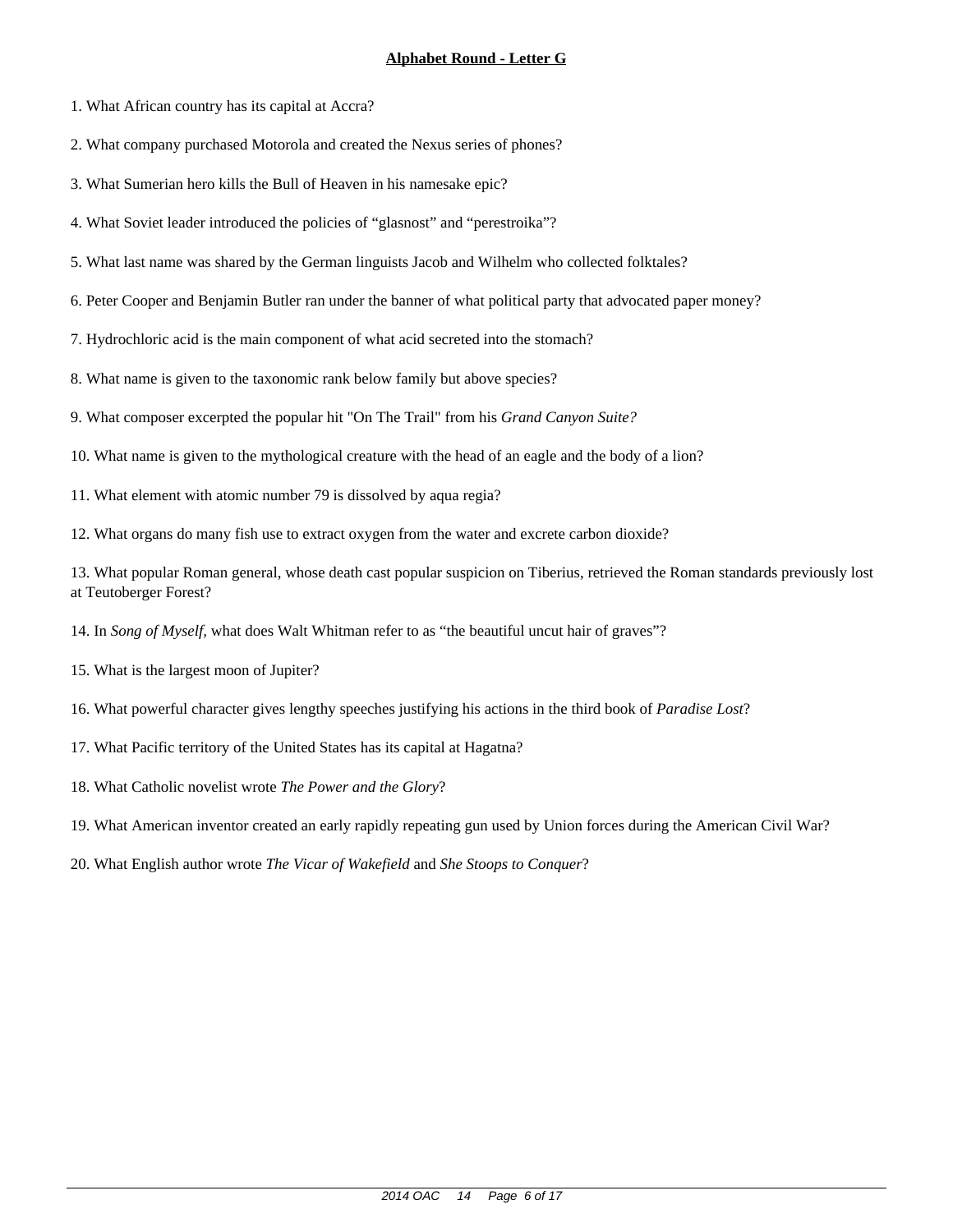**Alphabet Round - Letter G**

1. What African country has its capital at Accra?

2. What company purchased Motorola and created the Nexus series of phones?

3. What Sumerian hero kills the Bull of Heaven in his namesake epic?

4. What Soviet leader introduced the policies of “glasnost” and “perestroika”?

5. What last name was shared by the German linguists Jacob and Wilhelm who collected folktales?

6. Peter Cooper and Benjamin Butler ran under the banner of what political party that advocated paper money?

7. Hydrochloric acid is the main component of what acid secreted into the stomach?

8. What name is given to the taxonomic rank below family but above species?

9. What composer excerpted the popular hit "On The Trail" from his *Grand Canyon Suite?*

10. What name is given to the mythological creature with the head of an eagle and the body of a lion?

11. What element with atomic number 79 is dissolved by aqua regia?

12. What organs do many fish use to extract oxygen from the water and excrete carbon dioxide?

13. What popular Roman general, whose death cast popular suspicion on Tiberius, retrieved the Roman standards previously lost at Teutoberger Forest?

14. In *Song of Myself,* what does Walt Whitman refer to as “the beautiful uncut hair of graves”?

15. What is the largest moon of Jupiter?

16. What powerful character gives lengthy speeches justifying his actions in the third book of *Paradise Lost*?

17. What Pacific territory of the United States has its capital at Hagatna?

18. What Catholic novelist wrote *The Power and the Glory*?

19. What American inventor created an early rapidly repeating gun used by Union forces during the American Civil War?

20. What English author wrote *The Vicar of Wakefield* and *She Stoops to Conquer*?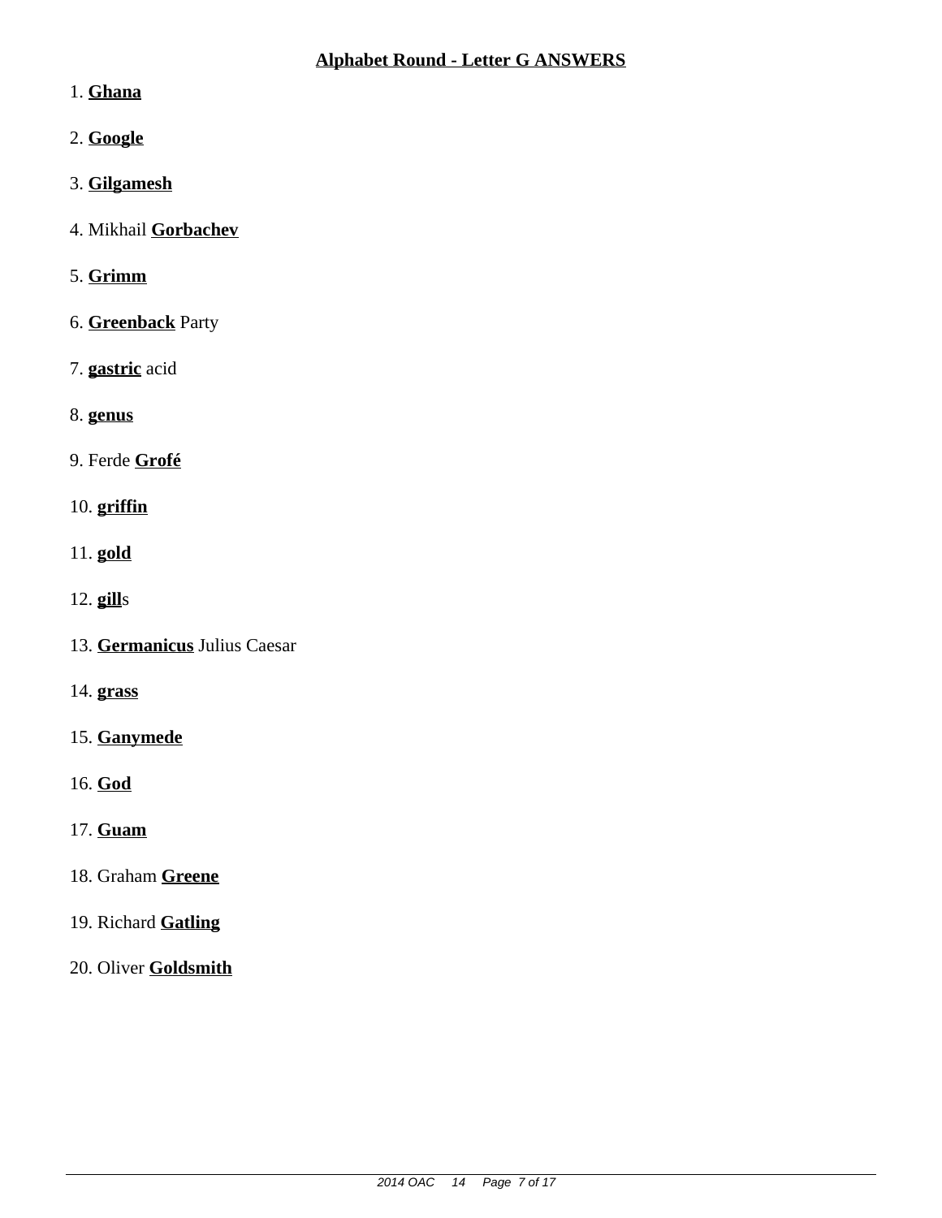## Alphabet Round - Letter G ANSWERS

1. **Ghana**

2. **Google**

3. **Gilgamesh**

4. Mikhail **Gorbachev**

5. **Grimm**

6. **Greenback** Party

7. **gastric** acid

8. **genus**

9. Ferde **Grofé**

10. **griffin**

11. **gold**

12. **gill**s

13. **Germanicus** Julius Caesar

14. **grass**

15. **Ganymede**

16. **God**

17. **Guam**

18. Graham **Greene**

19. Richard **Gatling**

20. Oliver **Goldsmith**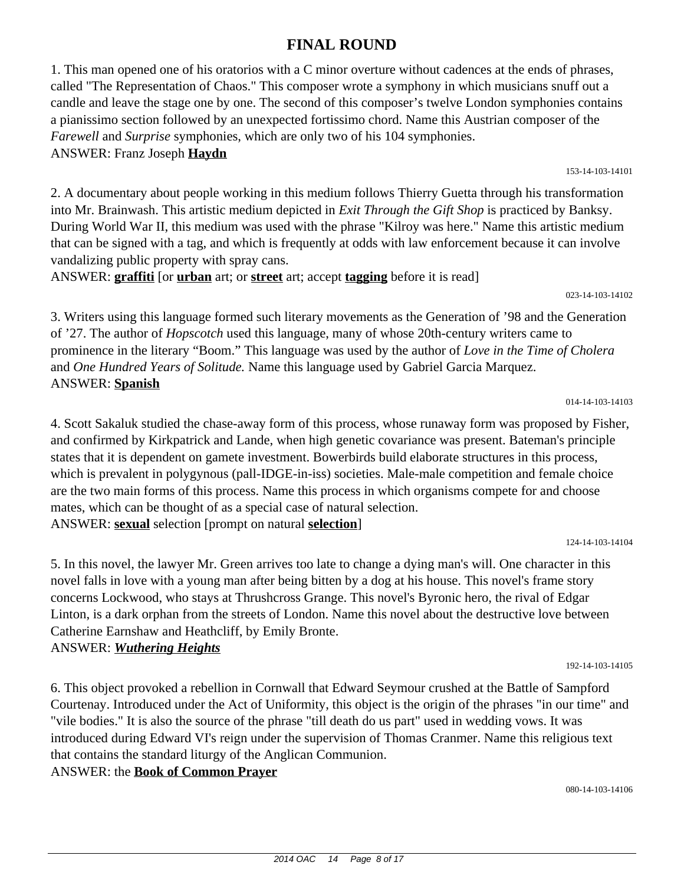# FINAL ROUND

1. This man opened one of his oratorios with a C minor overture without cadences at the ends of phrases, called "The Representation of Chaos." This composer wrote a symphony in which musicians snuff out a candle and leave the stage one by one. The second of this composer's twelve London symphonies contains a pianissimo section followed by an unexpected fortissimo chord. Name this Austrian composer of the *Farewell* and *Surprise* symphonies, which are only two of his 104 symphonies.
ANSWER: Franz Joseph **Haydn**

153-14-103-14101

2. A documentary about people working in this medium follows Thierry Guetta through his transformation into Mr. Brainwash. This artistic medium depicted in *Exit Through the Gift Shop* is practiced by Banksy. During World War II, this medium was used with the phrase "Kilroy was here." Name this artistic medium that can be signed with a tag, and which is frequently at odds with law enforcement because it can involve vandalizing public property with spray cans.
ANSWER: **graffiti** [or **urban** art; or **street** art; accept **tagging** before it is read]

023-14-103-14102

3. Writers using this language formed such literary movements as the Generation of '98 and the Generation of '27. The author of *Hopscotch* used this language, many of whose 20th-century writers came to prominence in the literary "Boom." This language was used by the author of *Love in the Time of Cholera* and *One Hundred Years of Solitude.* Name this language used by Gabriel Garcia Marquez.
ANSWER: **Spanish**

014-14-103-14103

4. Scott Sakaluk studied the chase-away form of this process, whose runaway form was proposed by Fisher, and confirmed by Kirkpatrick and Lande, when high genetic covariance was present. Bateman's principle states that it is dependent on gamete investment. Bowerbirds build elaborate structures in this process, which is prevalent in polygynous (pall-IDGE-in-iss) societies. Male-male competition and female choice are the two main forms of this process. Name this process in which organisms compete for and choose mates, which can be thought of as a special case of natural selection.
ANSWER: **sexual** selection [prompt on natural **selection**]

124-14-103-14104

5. In this novel, the lawyer Mr. Green arrives too late to change a dying man's will. One character in this novel falls in love with a young man after being bitten by a dog at his house. This novel's frame story concerns Lockwood, who stays at Thrushcross Grange. This novel's Byronic hero, the rival of Edgar Linton, is a dark orphan from the streets of London. Name this novel about the destructive love between Catherine Earnshaw and Heathcliff, by Emily Bronte.
ANSWER: ***Wuthering Heights***

192-14-103-14105

6. This object provoked a rebellion in Cornwall that Edward Seymour crushed at the Battle of Sampford Courtenay. Introduced under the Act of Uniformity, this object is the origin of the phrases "in our time" and "vile bodies." It is also the source of the phrase "till death do us part" used in wedding vows. It was introduced during Edward VI's reign under the supervision of Thomas Cranmer. Name this religious text that contains the standard liturgy of the Anglican Communion.
ANSWER: the **Book of Common Prayer**

080-14-103-14106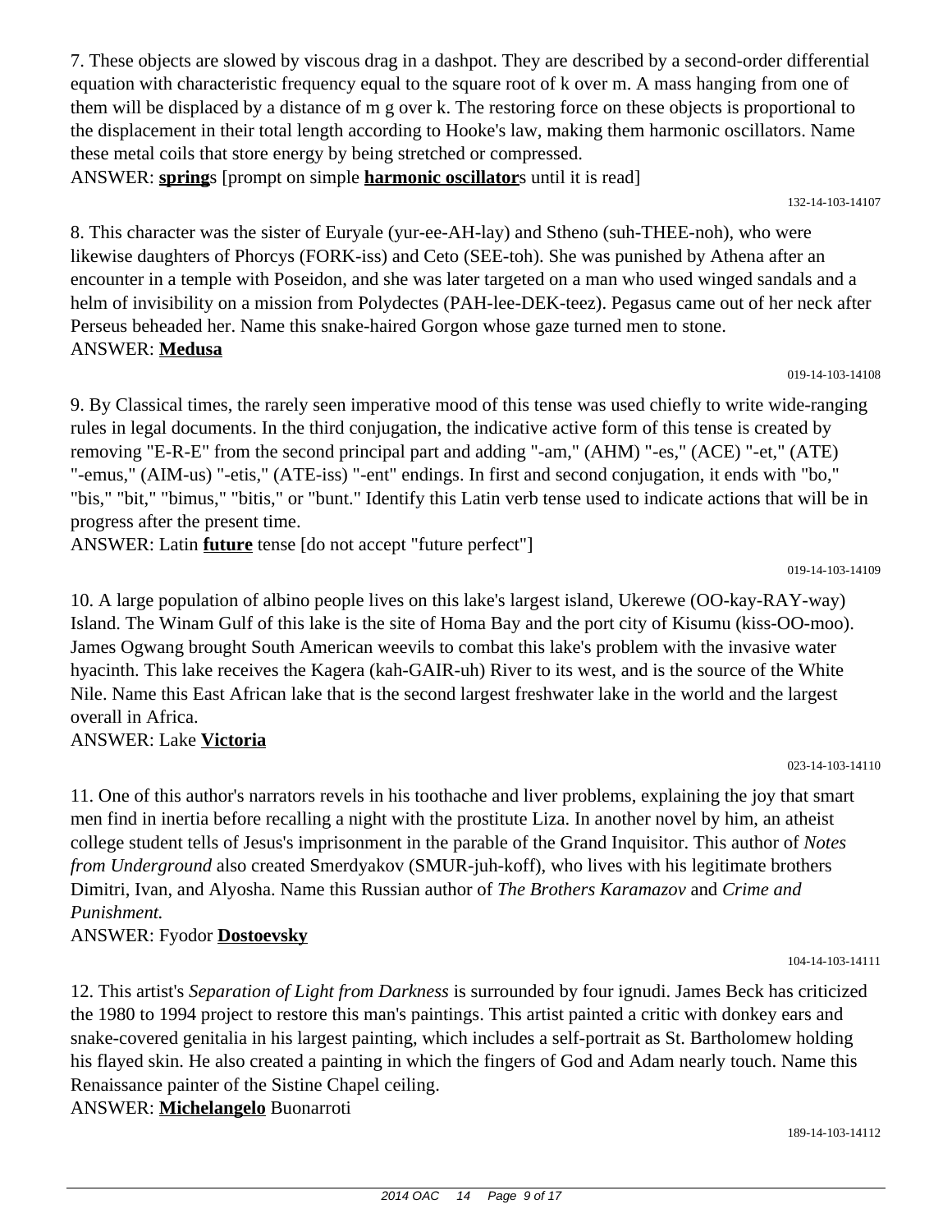7. These objects are slowed by viscous drag in a dashpot. They are described by a second-order differential equation with characteristic frequency equal to the square root of k over m. A mass hanging from one of them will be displaced by a distance of m g over k. The restoring force on these objects is proportional to the displacement in their total length according to Hooke's law, making them harmonic oscillators. Name these metal coils that store energy by being stretched or compressed.

ANSWER: **spring**s [prompt on simple **harmonic oscillator**s until it is read]

132-14-103-14107

8. This character was the sister of Euryale (yur-ee-AH-lay) and Stheno (suh-THEE-noh), who were likewise daughters of Phorcys (FORK-iss) and Ceto (SEE-toh). She was punished by Athena after an encounter in a temple with Poseidon, and she was later targeted on a man who used winged sandals and a helm of invisibility on a mission from Polydectes (PAH-lee-DEK-teez). Pegasus came out of her neck after Perseus beheaded her. Name this snake-haired Gorgon whose gaze turned men to stone.

ANSWER: **Medusa**

019-14-103-14108

9. By Classical times, the rarely seen imperative mood of this tense was used chiefly to write wide-ranging rules in legal documents. In the third conjugation, the indicative active form of this tense is created by removing "E-R-E" from the second principal part and adding "-am," (AHM) "-es," (ACE) "-et," (ATE) "-emus," (AIM-us) "-etis," (ATE-iss) "-ent" endings. In first and second conjugation, it ends with "bo," "bis," "bit," "bimus," "bitis," or "bunt." Identify this Latin verb tense used to indicate actions that will be in progress after the present time.

ANSWER: Latin **future** tense [do not accept "future perfect"]

019-14-103-14109

10. A large population of albino people lives on this lake's largest island, Ukerewe (OO-kay-RAY-way) Island. The Winam Gulf of this lake is the site of Homa Bay and the port city of Kisumu (kiss-OO-moo). James Ogwang brought South American weevils to combat this lake's problem with the invasive water hyacinth. This lake receives the Kagera (kah-GAIR-uh) River to its west, and is the source of the White Nile. Name this East African lake that is the second largest freshwater lake in the world and the largest overall in Africa.

ANSWER: Lake **Victoria**

023-14-103-14110

11. One of this author's narrators revels in his toothache and liver problems, explaining the joy that smart men find in inertia before recalling a night with the prostitute Liza. In another novel by him, an atheist college student tells of Jesus's imprisonment in the parable of the Grand Inquisitor. This author of *Notes from Underground* also created Smerdyakov (SMUR-juh-koff), who lives with his legitimate brothers Dimitri, Ivan, and Alyosha. Name this Russian author of *The Brothers Karamazov* and *Crime and Punishment.*

ANSWER: Fyodor **Dostoevsky**

104-14-103-14111

12. This artist's *Separation of Light from Darkness* is surrounded by four ignudi. James Beck has criticized the 1980 to 1994 project to restore this man's paintings. This artist painted a critic with donkey ears and snake-covered genitalia in his largest painting, which includes a self-portrait as St. Bartholomew holding his flayed skin. He also created a painting in which the fingers of God and Adam nearly touch. Name this Renaissance painter of the Sistine Chapel ceiling.

ANSWER: **Michelangelo** Buonarroti

189-14-103-14112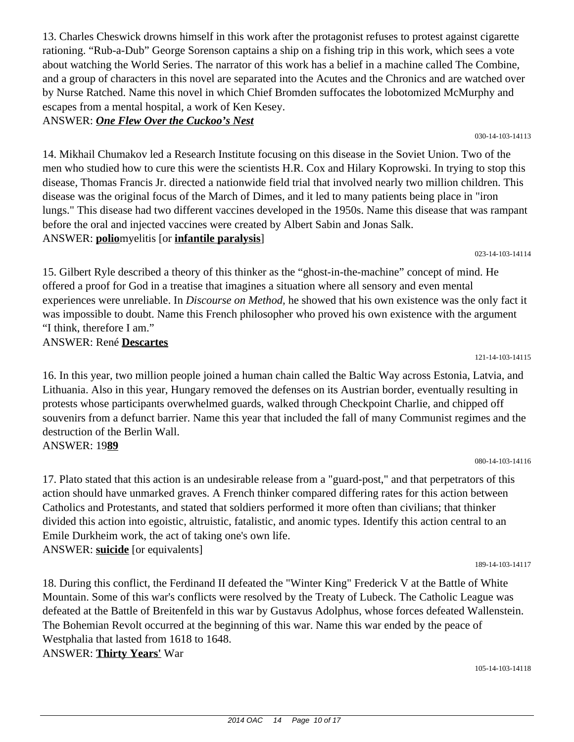13. Charles Cheswick drowns himself in this work after the protagonist refuses to protest against cigarette rationing. “Rub-a-Dub” George Sorenson captains a ship on a fishing trip in this work, which sees a vote about watching the World Series. The narrator of this work has a belief in a machine called The Combine, and a group of characters in this novel are separated into the Acutes and the Chronics and are watched over by Nurse Ratched. Name this novel in which Chief Bromden suffocates the lobotomized McMurphy and escapes from a mental hospital, a work of Ken Kesey.
ANSWER: ***One Flew Over the Cuckoo’s Nest***

030-14-103-14113

14. Mikhail Chumakov led a Research Institute focusing on this disease in the Soviet Union. Two of the men who studied how to cure this were the scientists H.R. Cox and Hilary Koprowski. In trying to stop this disease, Thomas Francis Jr. directed a nationwide field trial that involved nearly two million children. This disease was the original focus of the March of Dimes, and it led to many patients being place in "iron lungs." This disease had two different vaccines developed in the 1950s. Name this disease that was rampant before the oral and injected vaccines were created by Albert Sabin and Jonas Salk.
ANSWER: **polio**myelitis [or **infantile paralysis**]

023-14-103-14114

15. Gilbert Ryle described a theory of this thinker as the “ghost-in-the-machine” concept of mind. He offered a proof for God in a treatise that imagines a situation where all sensory and even mental experiences were unreliable. In *Discourse on Method,* he showed that his own existence was the only fact it was impossible to doubt. Name this French philosopher who proved his own existence with the argument “I think, therefore I am.”
ANSWER: René **Descartes**

121-14-103-14115

16. In this year, two million people joined a human chain called the Baltic Way across Estonia, Latvia, and Lithuania. Also in this year, Hungary removed the defenses on its Austrian border, eventually resulting in protests whose participants overwhelmed guards, walked through Checkpoint Charlie, and chipped off souvenirs from a defunct barrier. Name this year that included the fall of many Communist regimes and the destruction of the Berlin Wall.
ANSWER: 19**89**

080-14-103-14116

17. Plato stated that this action is an undesirable release from a "guard-post," and that perpetrators of this action should have unmarked graves. A French thinker compared differing rates for this action between Catholics and Protestants, and stated that soldiers performed it more often than civilians; that thinker divided this action into egoistic, altruistic, fatalistic, and anomic types. Identify this action central to an Emile Durkheim work, the act of taking one's own life.
ANSWER: **suicide** [or equivalents]

189-14-103-14117

18. During this conflict, the Ferdinand II defeated the "Winter King" Frederick V at the Battle of White Mountain. Some of this war's conflicts were resolved by the Treaty of Lubeck. The Catholic League was defeated at the Battle of Breitenfeld in this war by Gustavus Adolphus, whose forces defeated Wallenstein. The Bohemian Revolt occurred at the beginning of this war. Name this war ended by the peace of Westphalia that lasted from 1618 to 1648.
ANSWER: **Thirty Years'** War

105-14-103-14118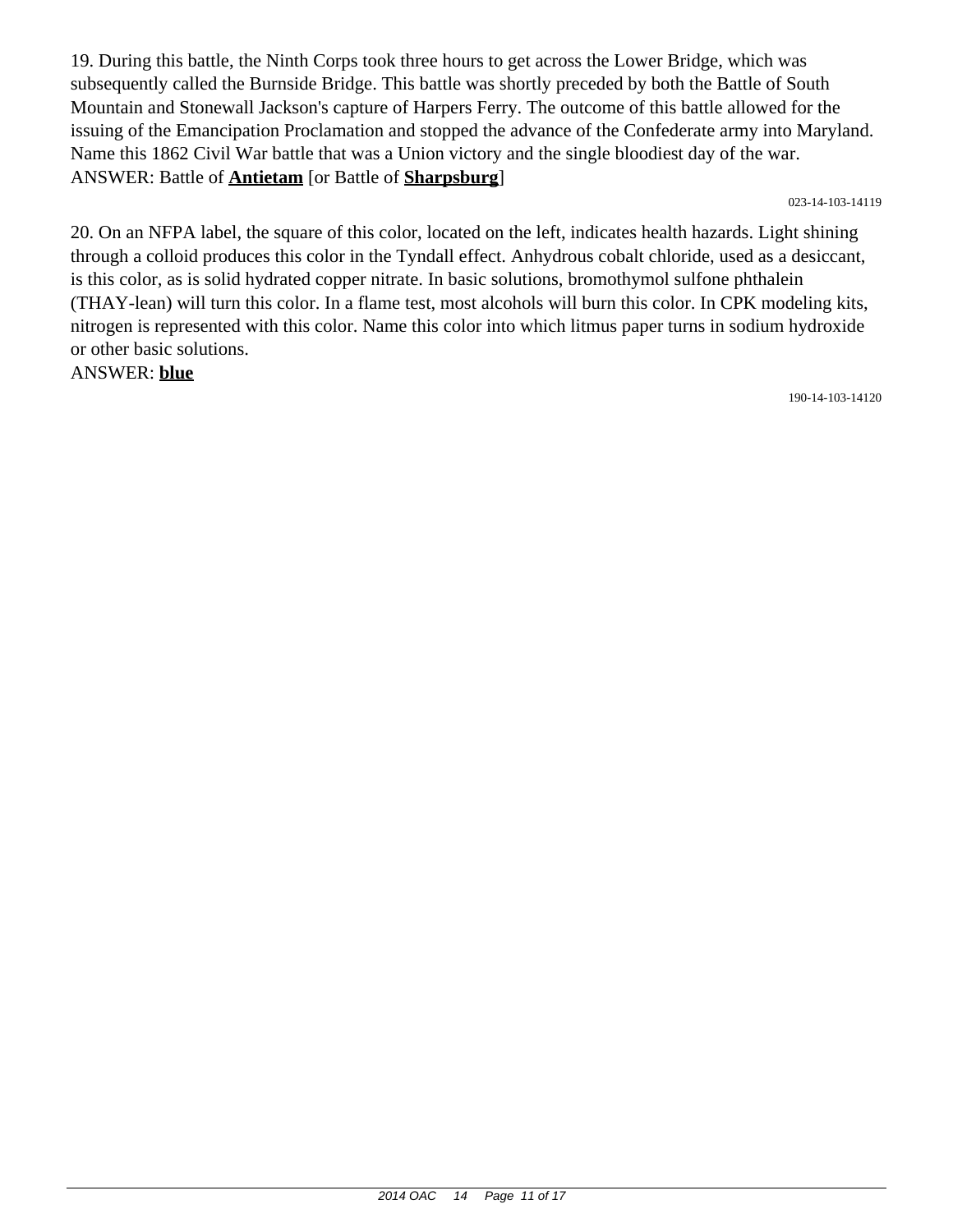19. During this battle, the Ninth Corps took three hours to get across the Lower Bridge, which was subsequently called the Burnside Bridge. This battle was shortly preceded by both the Battle of South Mountain and Stonewall Jackson's capture of Harpers Ferry. The outcome of this battle allowed for the issuing of the Emancipation Proclamation and stopped the advance of the Confederate army into Maryland. Name this 1862 Civil War battle that was a Union victory and the single bloodiest day of the war.
ANSWER: Battle of **Antietam** [or Battle of **Sharpsburg**]

023-14-103-14119

20. On an NFPA label, the square of this color, located on the left, indicates health hazards. Light shining through a colloid produces this color in the Tyndall effect. Anhydrous cobalt chloride, used as a desiccant, is this color, as is solid hydrated copper nitrate. In basic solutions, bromothymol sulfone phthalein (THAY-lean) will turn this color. In a flame test, most alcohols will burn this color. In CPK modeling kits, nitrogen is represented with this color. Name this color into which litmus paper turns in sodium hydroxide or other basic solutions.
ANSWER: **blue**

190-14-103-14120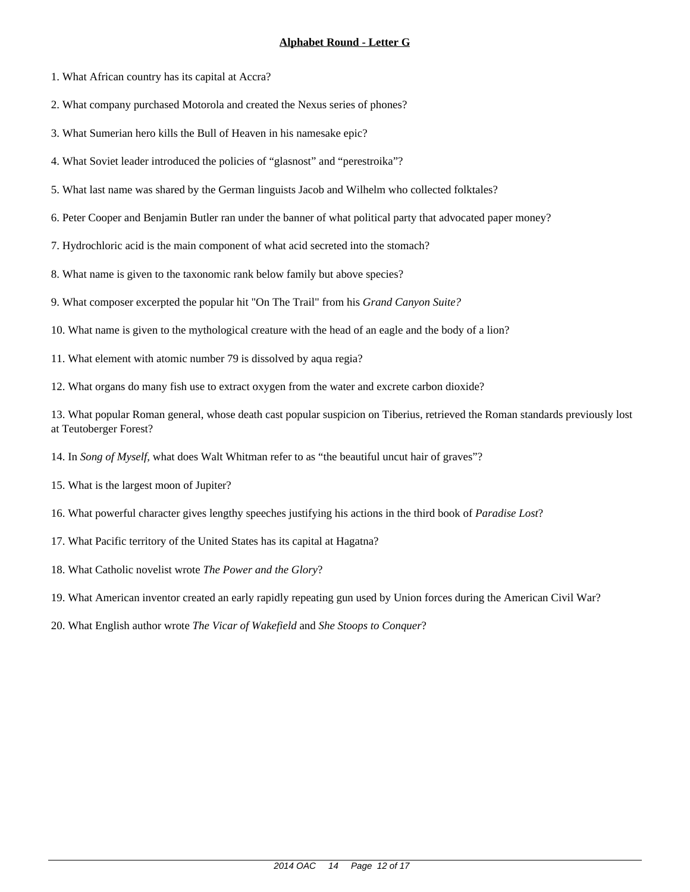**Alphabet Round - Letter G**

1. What African country has its capital at Accra?

2. What company purchased Motorola and created the Nexus series of phones?

3. What Sumerian hero kills the Bull of Heaven in his namesake epic?

4. What Soviet leader introduced the policies of “glasnost” and “perestroika”?

5. What last name was shared by the German linguists Jacob and Wilhelm who collected folktales?

6. Peter Cooper and Benjamin Butler ran under the banner of what political party that advocated paper money?

7. Hydrochloric acid is the main component of what acid secreted into the stomach?

8. What name is given to the taxonomic rank below family but above species?

9. What composer excerpted the popular hit "On The Trail" from his *Grand Canyon Suite?*

10. What name is given to the mythological creature with the head of an eagle and the body of a lion?

11. What element with atomic number 79 is dissolved by aqua regia?

12. What organs do many fish use to extract oxygen from the water and excrete carbon dioxide?

13. What popular Roman general, whose death cast popular suspicion on Tiberius, retrieved the Roman standards previously lost at Teutoberger Forest?

14. In *Song of Myself,* what does Walt Whitman refer to as “the beautiful uncut hair of graves”?

15. What is the largest moon of Jupiter?

16. What powerful character gives lengthy speeches justifying his actions in the third book of *Paradise Lost*?

17. What Pacific territory of the United States has its capital at Hagatna?

18. What Catholic novelist wrote *The Power and the Glory*?

19. What American inventor created an early rapidly repeating gun used by Union forces during the American Civil War?

20. What English author wrote *The Vicar of Wakefield* and *She Stoops to Conquer*?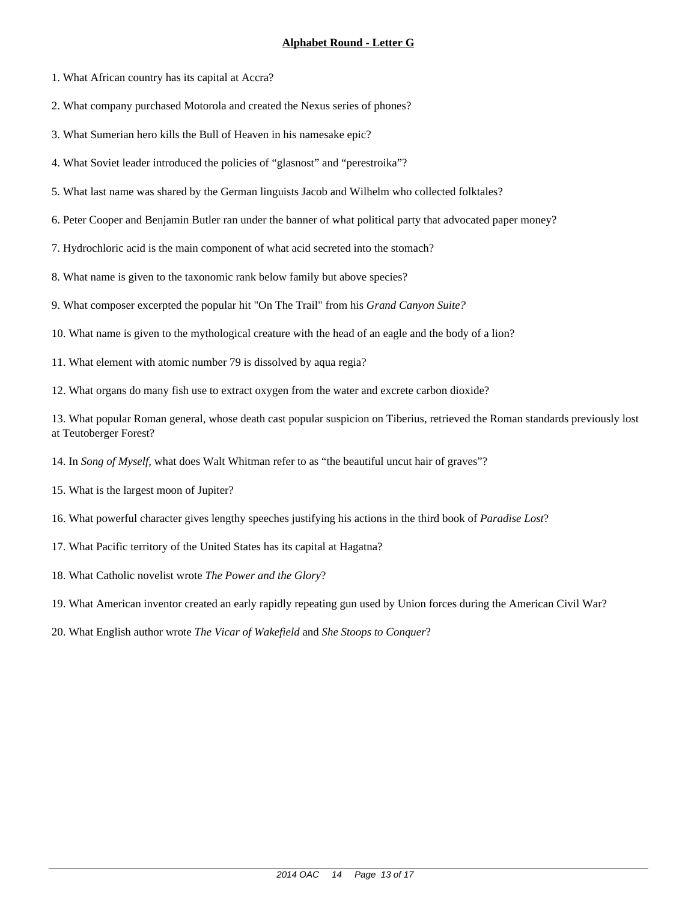## **Alphabet Round - Letter G**

1. What African country has its capital at Accra?

2. What company purchased Motorola and created the Nexus series of phones?

3. What Sumerian hero kills the Bull of Heaven in his namesake epic?

4. What Soviet leader introduced the policies of "glasnost" and "perestroika"?

5. What last name was shared by the German linguists Jacob and Wilhelm who collected folktales?

6. Peter Cooper and Benjamin Butler ran under the banner of what political party that advocated paper money?

7. Hydrochloric acid is the main component of what acid secreted into the stomach?

8. What name is given to the taxonomic rank below family but above species?

9. What composer excerpted the popular hit "On The Trail" from his *Grand Canyon Suite?*

10. What name is given to the mythological creature with the head of an eagle and the body of a lion?

11. What element with atomic number 79 is dissolved by aqua regia?

12. What organs do many fish use to extract oxygen from the water and excrete carbon dioxide?

13. What popular Roman general, whose death cast popular suspicion on Tiberius, retrieved the Roman standards previously lost at Teutoberger Forest?

14. In *Song of Myself,* what does Walt Whitman refer to as "the beautiful uncut hair of graves"?

15. What is the largest moon of Jupiter?

16. What powerful character gives lengthy speeches justifying his actions in the third book of *Paradise Lost*?

17. What Pacific territory of the United States has its capital at Hagatna?

18. What Catholic novelist wrote *The Power and the Glory*?

19. What American inventor created an early rapidly repeating gun used by Union forces during the American Civil War?

20. What English author wrote *The Vicar of Wakefield* and *She Stoops to Conquer*?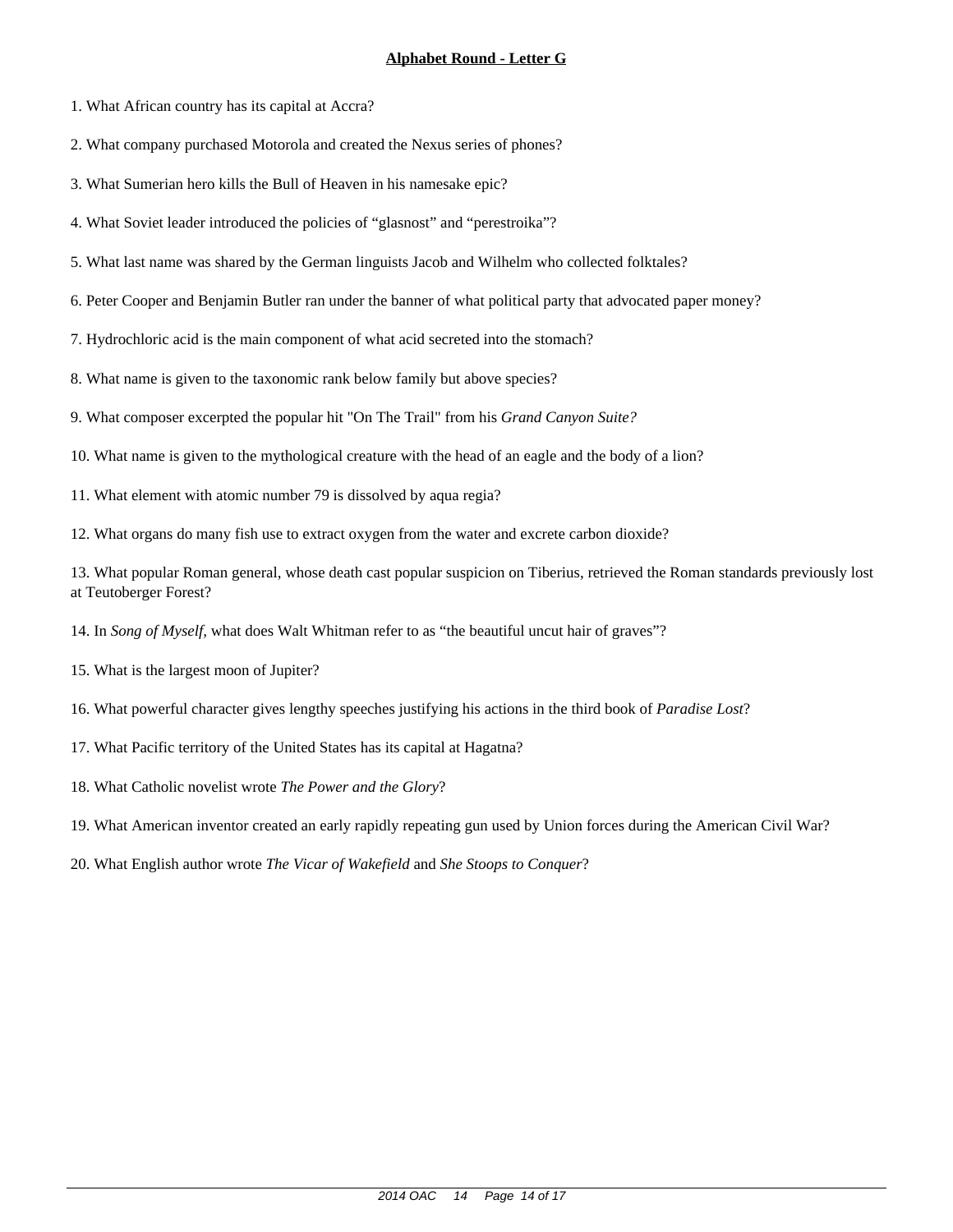## **Alphabet Round - Letter G**

1. What African country has its capital at Accra?

2. What company purchased Motorola and created the Nexus series of phones?

3. What Sumerian hero kills the Bull of Heaven in his namesake epic?

4. What Soviet leader introduced the policies of “glasnost” and “perestroika”?

5. What last name was shared by the German linguists Jacob and Wilhelm who collected folktales?

6. Peter Cooper and Benjamin Butler ran under the banner of what political party that advocated paper money?

7. Hydrochloric acid is the main component of what acid secreted into the stomach?

8. What name is given to the taxonomic rank below family but above species?

9. What composer excerpted the popular hit "On The Trail" from his *Grand Canyon Suite?*

10. What name is given to the mythological creature with the head of an eagle and the body of a lion?

11. What element with atomic number 79 is dissolved by aqua regia?

12. What organs do many fish use to extract oxygen from the water and excrete carbon dioxide?

13. What popular Roman general, whose death cast popular suspicion on Tiberius, retrieved the Roman standards previously lost at Teutoberger Forest?

14. In *Song of Myself,* what does Walt Whitman refer to as “the beautiful uncut hair of graves”?

15. What is the largest moon of Jupiter?

16. What powerful character gives lengthy speeches justifying his actions in the third book of *Paradise Lost*?

17. What Pacific territory of the United States has its capital at Hagatna?

18. What Catholic novelist wrote *The Power and the Glory*?

19. What American inventor created an early rapidly repeating gun used by Union forces during the American Civil War?

20. What English author wrote *The Vicar of Wakefield* and *She Stoops to Conquer*?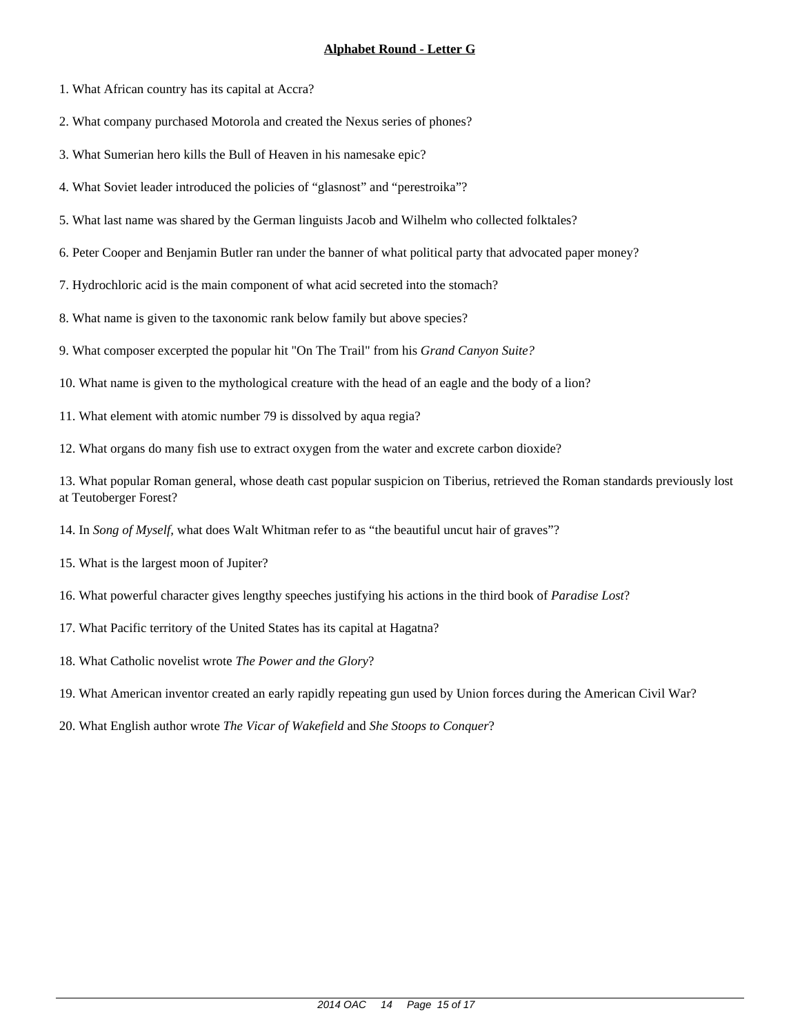**Alphabet Round - Letter G**

1. What African country has its capital at Accra?

2. What company purchased Motorola and created the Nexus series of phones?

3. What Sumerian hero kills the Bull of Heaven in his namesake epic?

4. What Soviet leader introduced the policies of “glasnost” and “perestroika”?

5. What last name was shared by the German linguists Jacob and Wilhelm who collected folktales?

6. Peter Cooper and Benjamin Butler ran under the banner of what political party that advocated paper money?

7. Hydrochloric acid is the main component of what acid secreted into the stomach?

8. What name is given to the taxonomic rank below family but above species?

9. What composer excerpted the popular hit "On The Trail" from his *Grand Canyon Suite?*

10. What name is given to the mythological creature with the head of an eagle and the body of a lion?

11. What element with atomic number 79 is dissolved by aqua regia?

12. What organs do many fish use to extract oxygen from the water and excrete carbon dioxide?

13. What popular Roman general, whose death cast popular suspicion on Tiberius, retrieved the Roman standards previously lost at Teutoberger Forest?

14. In *Song of Myself,* what does Walt Whitman refer to as “the beautiful uncut hair of graves”?

15. What is the largest moon of Jupiter?

16. What powerful character gives lengthy speeches justifying his actions in the third book of *Paradise Lost*?

17. What Pacific territory of the United States has its capital at Hagatna?

18. What Catholic novelist wrote *The Power and the Glory*?

19. What American inventor created an early rapidly repeating gun used by Union forces during the American Civil War?

20. What English author wrote *The Vicar of Wakefield* and *She Stoops to Conquer*?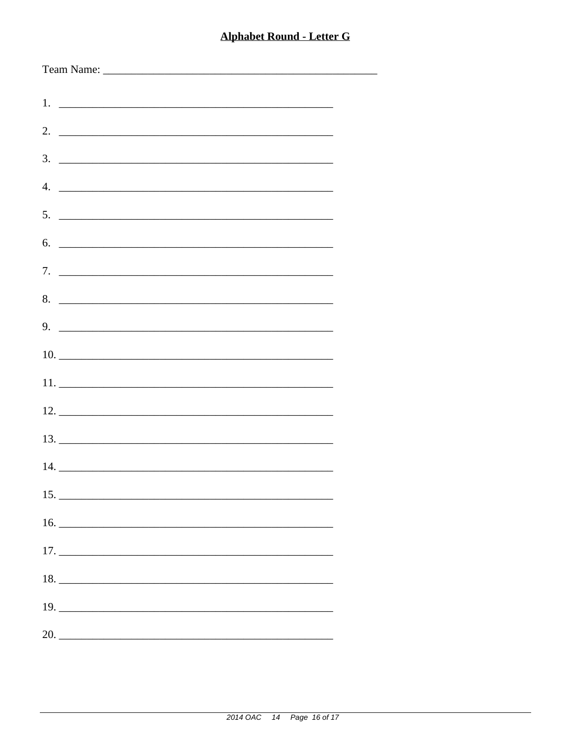## Alphabet Round - Letter G

Team Name: ______________________________________________

1. ______________________________________________
2. ______________________________________________
3. ______________________________________________
4. ______________________________________________
5. ______________________________________________
6. ______________________________________________
7. ______________________________________________
8. ______________________________________________
9. ______________________________________________
10. ______________________________________________
11. ______________________________________________
12. ______________________________________________
13. ______________________________________________
14. ______________________________________________
15. ______________________________________________
16. ______________________________________________
17. ______________________________________________
18. ______________________________________________
19. ______________________________________________
20. ______________________________________________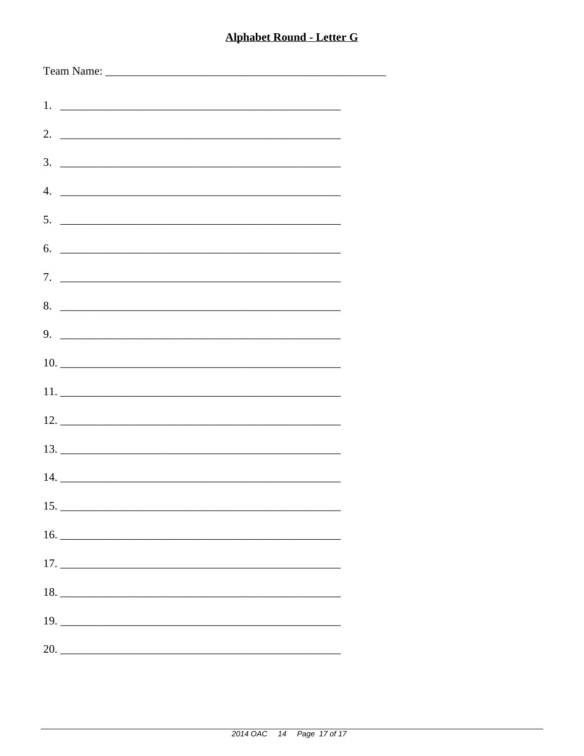## Alphabet Round - Letter G

Team Name: ______________________________________________

1. ______________________________________________
2. ______________________________________________
3. ______________________________________________
4. ______________________________________________
5. ______________________________________________
6. ______________________________________________
7. ______________________________________________
8. ______________________________________________
9. ______________________________________________
10. ______________________________________________
11. ______________________________________________
12. ______________________________________________
13. ______________________________________________
14. ______________________________________________
15. ______________________________________________
16. ______________________________________________
17. ______________________________________________
18. ______________________________________________
19. ______________________________________________
20. ______________________________________________